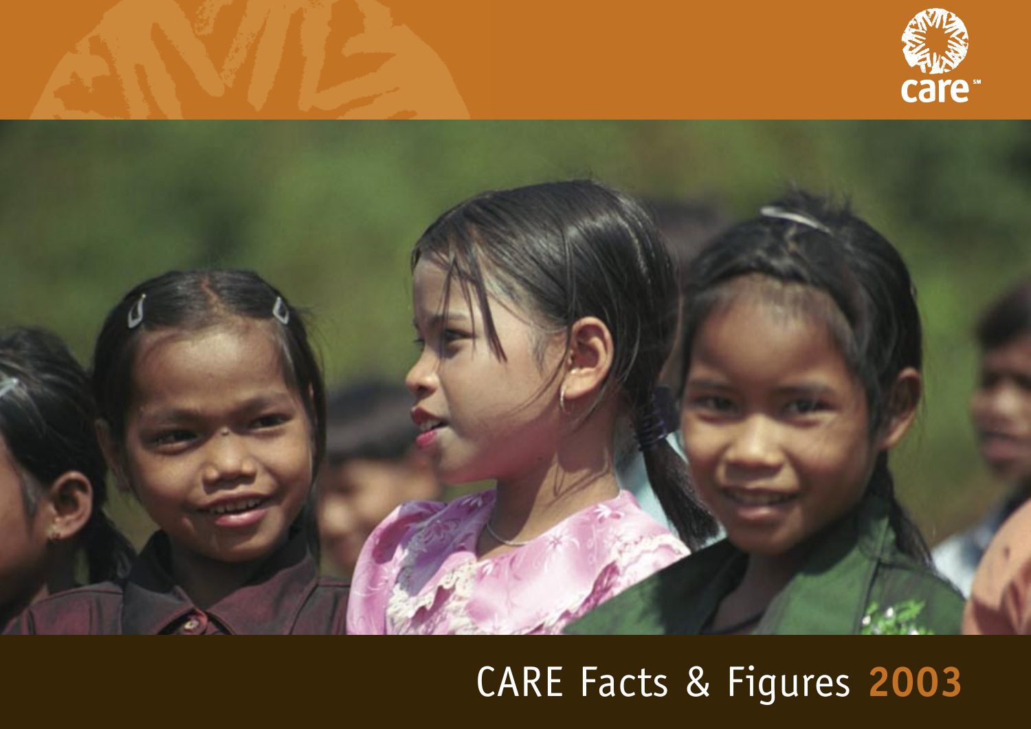care[SM]

# CARE Facts & Figures 2003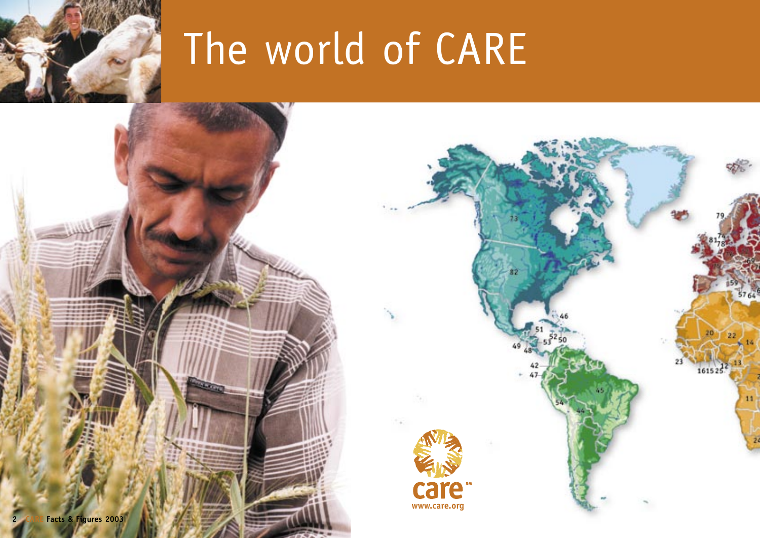# The world of CARE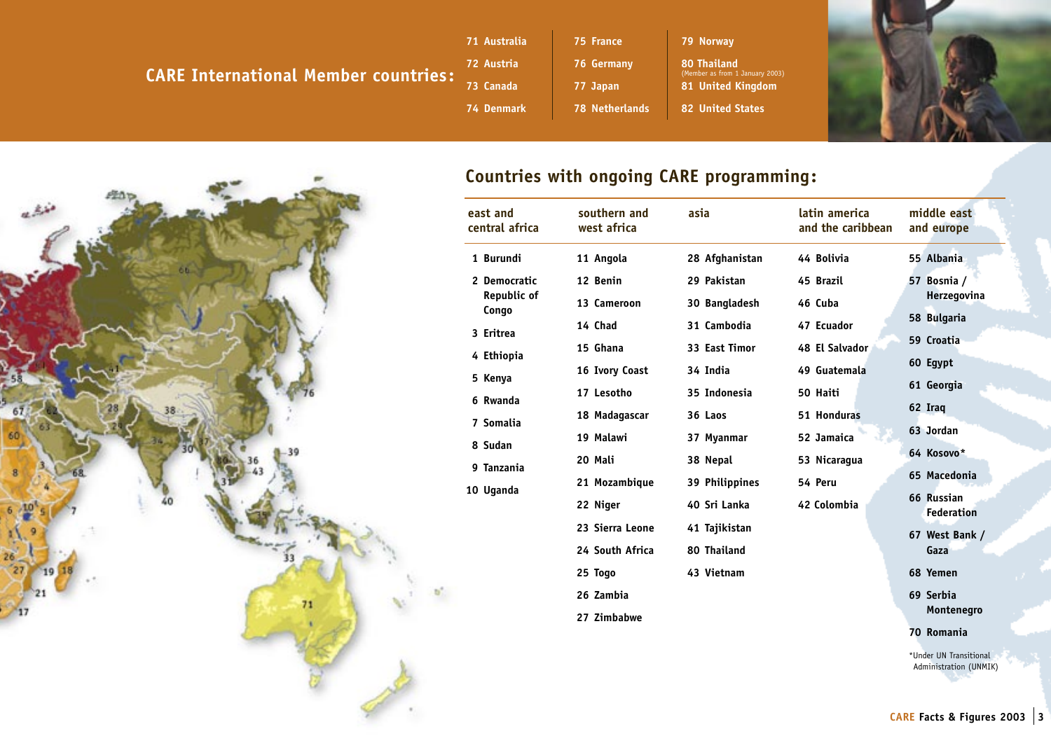## CARE International Member countries:

71 Australia
72 Austria
73 Canada
74 Denmark
75 France
76 Germany
77 Japan
78 Netherlands
79 Norway
80 Thailand (Member as from 1 January 2003)
81 United Kingdom
82 United States

## Countries with ongoing CARE programming:

**east and central africa**

1 Burundi
2 Democratic Republic of Congo
3 Eritrea
4 Ethiopia
5 Kenya
6 Rwanda
7 Somalia
8 Sudan
9 Tanzania
10 Uganda

**southern and west africa**

11 Angola
12 Benin
13 Cameroon
14 Chad
15 Ghana
16 Ivory Coast
17 Lesotho
18 Madagascar
19 Malawi
20 Mali
21 Mozambique
22 Niger
23 Sierra Leone
24 South Africa
25 Togo
26 Zambia
27 Zimbabwe

**asia**

28 Afghanistan
29 Pakistan
30 Bangladesh
31 Cambodia
33 East Timor
34 India
35 Indonesia
36 Laos
37 Myanmar
38 Nepal
39 Philippines
40 Sri Lanka
41 Tajikistan
80 Thailand
43 Vietnam

**latin america and the caribbean**

44 Bolivia
45 Brazil
46 Cuba
47 Ecuador
48 El Salvador
49 Guatemala
50 Haiti
51 Honduras
52 Jamaica
53 Nicaragua
54 Peru
42 Colombia

**middle east and europe**

55 Albania
57 Bosnia / Herzegovina
58 Bulgaria
59 Croatia
60 Egypt
61 Georgia
62 Iraq
63 Jordan
64 Kosovo*
65 Macedonia
66 Russian Federation
67 West Bank / Gaza
68 Yemen
69 Serbia Montenegro
70 Romania

*Under UN Transitional Administration (UNMIK)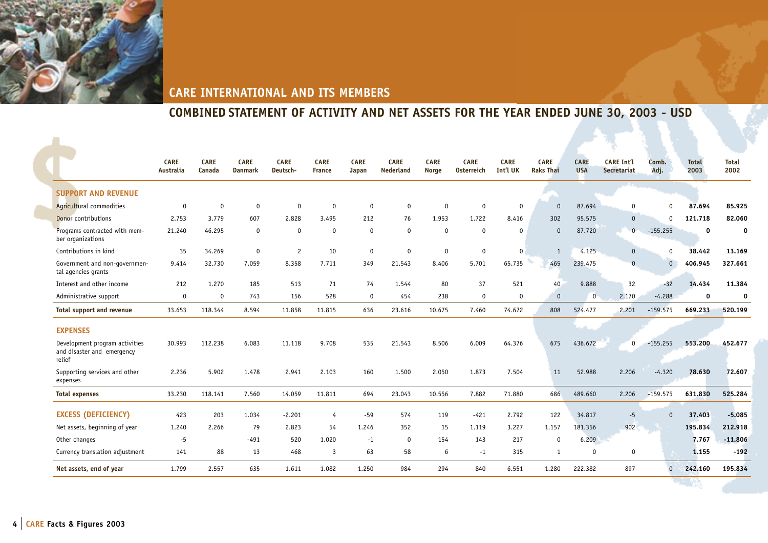## CARE INTERNATIONAL AND ITS MEMBERS

## COMBINED STATEMENT OF ACTIVITY AND NET ASSETS FOR THE YEAR ENDED JUNE 30, 2003 - USD

| | CARE Australia | CARE Canada | CARE Danmark | CARE Deutsch- | CARE France | CARE Japan | CARE Nederland | CARE Norge | CARE Osterreich | CARE Int'l UK | CARE Raks Thai | CARE USA | CARE Int'l Secretariat | Comb. Adj. | Total 2003 | Total 2002 |
|---|---|---|---|---|---|---|---|---|---|---|---|---|---|---|---|---|
| **SUPPORT AND REVENUE** | | | | | | | | | | | | | | | | |
| Agricultural commodities | 0 | 0 | 0 | 0 | 0 | 0 | 0 | 0 | 0 | 0 | 0 | 87.694 | 0 | 0 | **87.694** | **85.925** |
| Donor contributions | 2.753 | 3.779 | 607 | 2.828 | 3.495 | 212 | 76 | 1.953 | 1.722 | 8.416 | 302 | 95.575 | 0 | 0 | **121.718** | **82.060** |
| Programs contracted with member organizations | 21.240 | 46.295 | 0 | 0 | 0 | 0 | 0 | 0 | 0 | 0 | 0 | 87.720 | 0 | -155.255 | **0** | **0** |
| Contributions in kind | 35 | 34.269 | 0 | 2 | 10 | 0 | 0 | 0 | 0 | 0 | 1 | 4.125 | 0 | 0 | **38.442** | **13.169** |
| Government and non-governmental agencies grants | 9.414 | 32.730 | 7.059 | 8.358 | 7.711 | 349 | 21.543 | 8.406 | 5.701 | 65.735 | 465 | 239.475 | 0 | 0 | **406.945** | **327.661** |
| Interest and other income | 212 | 1.270 | 185 | 513 | 71 | 74 | 1.544 | 80 | 37 | 521 | 40 | 9.888 | 32 | -32 | **14.434** | **11.384** |
| Administrative support | 0 | 0 | 743 | 156 | 528 | 0 | 454 | 238 | 0 | 0 | 0 | 0 | 2.170 | -4.288 | **0** | **0** |
| **Total support and revenue** | 33.653 | 118.344 | 8.594 | 11.858 | 11.815 | 636 | 23.616 | 10.675 | 7.460 | 74.672 | 808 | 524.477 | 2.201 | -159.575 | **669.233** | **520.199** |
| **EXPENSES** | | | | | | | | | | | | | | | | |
| Development program activities and disaster and emergency relief | 30.993 | 112.238 | 6.083 | 11.118 | 9.708 | 535 | 21.543 | 8.506 | 6.009 | 64.376 | 675 | 436.672 | 0 | -155.255 | **553.200** | **452.677** |
| Supporting services and other expenses | 2.236 | 5.902 | 1.478 | 2.941 | 2.103 | 160 | 1.500 | 2.050 | 1.873 | 7.504 | 11 | 52.988 | 2.206 | -4.320 | **78.630** | **72.607** |
| **Total expenses** | 33.230 | 118.141 | 7.560 | 14.059 | 11.811 | 694 | 23.043 | 10.556 | 7.882 | 71.880 | 686 | 489.660 | 2.206 | -159.575 | **631.830** | **525.284** |
| **EXCESS (DEFICIENCY)** | 423 | 203 | 1.034 | -2.201 | 4 | -59 | 574 | 119 | -421 | 2.792 | 122 | 34.817 | -5 | 0 | **37.403** | **-5.085** |
| Net assets, beginning of year | 1.240 | 2.266 | 79 | 2.823 | 54 | 1.246 | 352 | 15 | 1.119 | 3.227 | 1.157 | 181.356 | 902 | | **195.834** | **212.918** |
| Other changes | -5 | | -491 | 520 | 1.020 | -1 | 0 | 154 | 143 | 217 | 0 | 6.209 | | | **7.767** | **-11.806** |
| Currency translation adjustment | 141 | 88 | 13 | 468 | 3 | 63 | 58 | 6 | -1 | 315 | 1 | 0 | 0 | | **1.155** | **-192** |
| **Net assets, end of year** | 1.799 | 2.557 | 635 | 1.611 | 1.082 | 1.250 | 984 | 294 | 840 | 6.551 | 1.280 | 222.382 | 897 | 0 | **242.160** | **195.834** |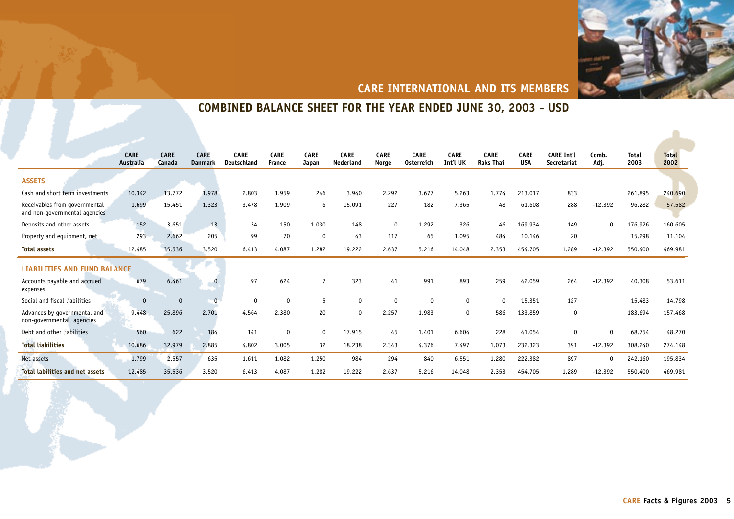# CARE INTERNATIONAL AND ITS MEMBERS

## COMBINED BALANCE SHEET FOR THE YEAR ENDED JUNE 30, 2003 - USD

| | CARE Australia | CARE Canada | CARE Danmark | CARE Deutschland | CARE France | CARE Japan | CARE Nederland | CARE Norge | CARE Osterreich | CARE Int'l UK | CARE Raks Thai | CARE USA | CARE Int'l Secretariat | Comb. Adj. | Total 2003 | Total 2002 |
|---|---|---|---|---|---|---|---|---|---|---|---|---|---|---|---|---|
| **ASSETS** | | | | | | | | | | | | | | | | |
| Cash and short term investments | 10.342 | 13.772 | 1.978 | 2.803 | 1.959 | 246 | 3.940 | 2.292 | 3.677 | 5.263 | 1.774 | 213.017 | 833 | | 261.895 | 240.690 |
| Receivables from governmental and non-governmental agencies | 1.699 | 15.451 | 1.323 | 3.478 | 1.909 | 6 | 15.091 | 227 | 182 | 7.365 | 48 | 61.608 | 288 | -12.392 | 96.282 | 57.582 |
| Deposits and other assets | 152 | 3.651 | 13 | 34 | 150 | 1.030 | 148 | 0 | 1.292 | 326 | 46 | 169.934 | 149 | 0 | 176.926 | 160.605 |
| Property and equipment, net | 293 | 2.662 | 205 | 99 | 70 | 0 | 43 | 117 | 65 | 1.095 | 484 | 10.146 | 20 | | 15.298 | 11.104 |
| **Total assets** | 12.485 | 35.536 | 3.520 | 6.413 | 4.087 | 1.282 | 19.222 | 2.637 | 5.216 | 14.048 | 2.353 | 454.705 | 1.289 | -12.392 | 550.400 | 469.981 |
| **LIABILITIES AND FUND BALANCE** | | | | | | | | | | | | | | | | |
| Accounts payable and accrued expenses | 679 | 6.461 | 0 | 97 | 624 | 7 | 323 | 41 | 991 | 893 | 259 | 42.059 | 264 | -12.392 | 40.308 | 53.611 |
| Social and fiscal liabilities | 0 | 0 | 0 | 0 | 0 | 5 | 0 | 0 | 0 | 0 | 0 | 15.351 | 127 | | 15.483 | 14.798 |
| Advances by governmental and non-governmental agencies | 9.448 | 25.896 | 2.701 | 4.564 | 2.380 | 20 | 0 | 2.257 | 1.983 | 0 | 586 | 133.859 | 0 | | 183.694 | 157.468 |
| Debt and other liabilities | 560 | 622 | 184 | 141 | 0 | 0 | 17.915 | 45 | 1.401 | 6.604 | 228 | 41.054 | 0 | 0 | 68.754 | 48.270 |
| **Total liabilities** | 10.686 | 32.979 | 2.885 | 4.802 | 3.005 | 32 | 18.238 | 2.343 | 4.376 | 7.497 | 1.073 | 232.323 | 391 | -12.392 | 308.240 | 274.148 |
| Net assets | 1.799 | 2.557 | 635 | 1.611 | 1.082 | 1.250 | 984 | 294 | 840 | 6.551 | 1.280 | 222.382 | 897 | 0 | 242.160 | 195.834 |
| **Total labilities and net assets** | 12.485 | 35.536 | 3.520 | 6.413 | 4.087 | 1.282 | 19.222 | 2.637 | 5.216 | 14.048 | 2.353 | 454.705 | 1.289 | -12.392 | 550.400 | 469.981 |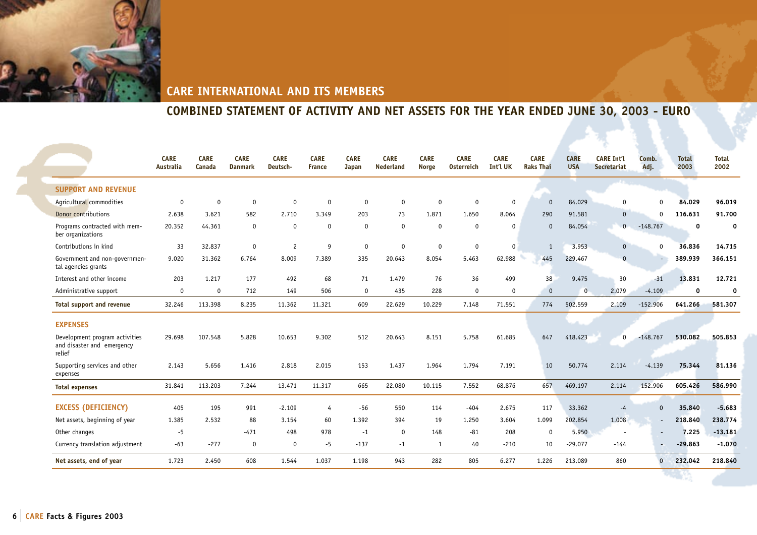## CARE INTERNATIONAL AND ITS MEMBERS

## COMBINED STATEMENT OF ACTIVITY AND NET ASSETS FOR THE YEAR ENDED JUNE 30, 2003 - EURO

| | CARE Australia | CARE Canada | CARE Danmark | CARE Deutsch- | CARE France | CARE Japan | CARE Nederland | CARE Norge | CARE Osterreich | CARE Int'l UK | CARE Raks Thai | CARE USA | CARE Int'l Secretariat | Comb. Adj. | Total 2003 | Total 2002 |
|---|---|---|---|---|---|---|---|---|---|---|---|---|---|---|---|---|
| **SUPPORT AND REVENUE** | | | | | | | | | | | | | | | | |
| Agricultural commodities | 0 | 0 | 0 | 0 | 0 | 0 | 0 | 0 | 0 | 0 | 0 | 84.029 | 0 | 0 | **84.029** | **96.019** |
| Donor contributions | 2.638 | 3.621 | 582 | 2.710 | 3.349 | 203 | 73 | 1.871 | 1.650 | 8.064 | 290 | 91.581 | 0 | 0 | **116.631** | **91.700** |
| Programs contracted with member organizations | 20.352 | 44.361 | 0 | 0 | 0 | 0 | 0 | 0 | 0 | 0 | 0 | 84.054 | 0 | -148.767 | **0** | **0** |
| Contributions in kind | 33 | 32.837 | 0 | 2 | 9 | 0 | 0 | 0 | 0 | 0 | 1 | 3.953 | 0 | 0 | **36.836** | **14.715** |
| Government and non-governmental agencies grants | 9.020 | 31.362 | 6.764 | 8.009 | 7.389 | 335 | 20.643 | 8.054 | 5.463 | 62.988 | 445 | 229.467 | 0 | - | **389.939** | **366.151** |
| Interest and other income | 203 | 1.217 | 177 | 492 | 68 | 71 | 1.479 | 76 | 36 | 499 | 38 | 9.475 | 30 | -31 | **13.831** | **12.721** |
| Administrative support | 0 | 0 | 712 | 149 | 506 | 0 | 435 | 228 | 0 | 0 | 0 | 0 | 2.079 | -4.109 | **0** | **0** |
| **Total support and revenue** | 32.246 | 113.398 | 8.235 | 11.362 | 11.321 | 609 | 22.629 | 10.229 | 7.148 | 71.551 | 774 | 502.559 | 2.109 | -152.906 | **641.266** | **581.307** |
| **EXPENSES** | | | | | | | | | | | | | | | | |
| Development program activities and disaster and emergency relief | 29.698 | 107.548 | 5.828 | 10.653 | 9.302 | 512 | 20.643 | 8.151 | 5.758 | 61.685 | 647 | 418.423 | 0 | -148.767 | **530.082** | **505.853** |
| Supporting services and other expenses | 2.143 | 5.656 | 1.416 | 2.818 | 2.015 | 153 | 1.437 | 1.964 | 1.794 | 7.191 | 10 | 50.774 | 2.114 | -4.139 | **75.344** | **81.136** |
| **Total expenses** | 31.841 | 113.203 | 7.244 | 13.471 | 11.317 | 665 | 22.080 | 10.115 | 7.552 | 68.876 | 657 | 469.197 | 2.114 | -152.906 | **605.426** | **586.990** |
| **EXCESS (DEFICIENCY)** | 405 | 195 | 991 | -2.109 | 4 | -56 | 550 | 114 | -404 | 2.675 | 117 | 33.362 | -4 | 0 | **35.840** | **-5.683** |
| Net assets, beginning of year | 1.385 | 2.532 | 88 | 3.154 | 60 | 1.392 | 394 | 19 | 1.250 | 3.604 | 1.099 | 202.854 | 1.008 | - | **218.840** | **238.774** |
| Other changes | -5 | | -471 | 498 | 978 | -1 | 0 | 148 | -81 | 208 | 0 | 5.950 | - | - | **7.225** | **-13.181** |
| Currency translation adjustment | -63 | -277 | 0 | 0 | -5 | -137 | -1 | 1 | 40 | -210 | 10 | -29.077 | -144 | - | **-29.863** | **-1.070** |
| **Net assets, end of year** | 1.723 | 2.450 | 608 | 1.544 | 1.037 | 1.198 | 943 | 282 | 805 | 6.277 | 1.226 | 213.089 | 860 | 0 | **232.042** | **218.840** |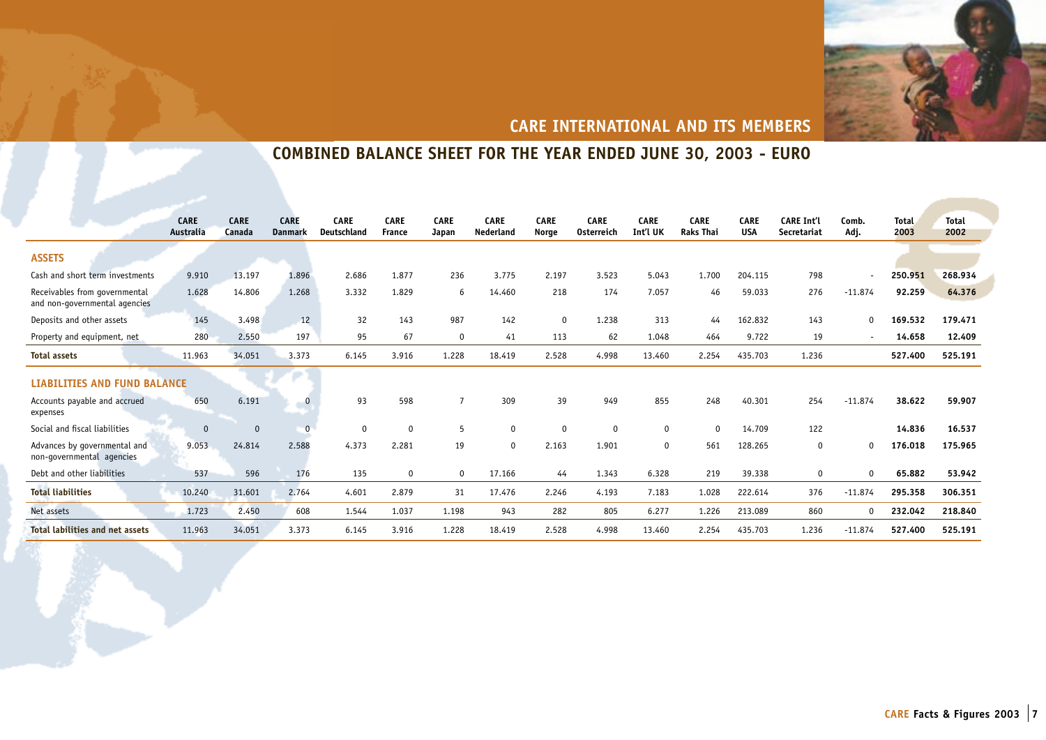## CARE INTERNATIONAL AND ITS MEMBERS

## COMBINED BALANCE SHEET FOR THE YEAR ENDED JUNE 30, 2003 - EURO

| | CARE Australia | CARE Canada | CARE Danmark | CARE Deutschland | CARE France | CARE Japan | CARE Nederland | CARE Norge | CARE Osterreich | CARE Int'l UK | CARE Raks Thai | CARE USA | CARE Int'l Secretariat | Comb. Adj. | Total 2003 | Total 2002 |
|---|---|---|---|---|---|---|---|---|---|---|---|---|---|---|---|---|
| **ASSETS** | | | | | | | | | | | | | | | | |
| Cash and short term investments | 9.910 | 13.197 | 1.896 | 2.686 | 1.877 | 236 | 3.775 | 2.197 | 3.523 | 5.043 | 1.700 | 204.115 | 798 | - | **250.951** | **268.934** |
| Receivables from governmental and non-governmental agencies | 1.628 | 14.806 | 1.268 | 3.332 | 1.829 | 6 | 14.460 | 218 | 174 | 7.057 | 46 | 59.033 | 276 | -11.874 | **92.259** | **64.376** |
| Deposits and other assets | 145 | 3.498 | 12 | 32 | 143 | 987 | 142 | 0 | 1.238 | 313 | 44 | 162.832 | 143 | 0 | **169.532** | **179.471** |
| Property and equipment, net | 280 | 2.550 | 197 | 95 | 67 | 0 | 41 | 113 | 62 | 1.048 | 464 | 9.722 | 19 | - | **14.658** | **12.409** |
| **Total assets** | 11.963 | 34.051 | 3.373 | 6.145 | 3.916 | 1.228 | 18.419 | 2.528 | 4.998 | 13.460 | 2.254 | 435.703 | 1.236 | | **527.400** | **525.191** |
| **LIABILITIES AND FUND BALANCE** | | | | | | | | | | | | | | | | |
| Accounts payable and accrued expenses | 650 | 6.191 | 0 | 93 | 598 | 7 | 309 | 39 | 949 | 855 | 248 | 40.301 | 254 | -11.874 | **38.622** | **59.907** |
| Social and fiscal liabilities | 0 | 0 | 0 | 0 | 0 | 5 | 0 | 0 | 0 | 0 | 0 | 14.709 | 122 | | **14.836** | **16.537** |
| Advances by governmental and non-governmental agencies | 9.053 | 24.814 | 2.588 | 4.373 | 2.281 | 19 | 0 | 2.163 | 1.901 | 0 | 561 | 128.265 | 0 | 0 | **176.018** | **175.965** |
| Debt and other liabilities | 537 | 596 | 176 | 135 | 0 | 0 | 17.166 | 44 | 1.343 | 6.328 | 219 | 39.338 | 0 | 0 | **65.882** | **53.942** |
| **Total liabilities** | 10.240 | 31.601 | 2.764 | 4.601 | 2.879 | 31 | 17.476 | 2.246 | 4.193 | 7.183 | 1.028 | 222.614 | 376 | -11.874 | **295.358** | **306.351** |
| Net assets | 1.723 | 2.450 | 608 | 1.544 | 1.037 | 1.198 | 943 | 282 | 805 | 6.277 | 1.226 | 213.089 | 860 | 0 | **232.042** | **218.840** |
| **Total labilities and net assets** | 11.963 | 34.051 | 3.373 | 6.145 | 3.916 | 1.228 | 18.419 | 2.528 | 4.998 | 13.460 | 2.254 | 435.703 | 1.236 | -11.874 | **527.400** | **525.191** |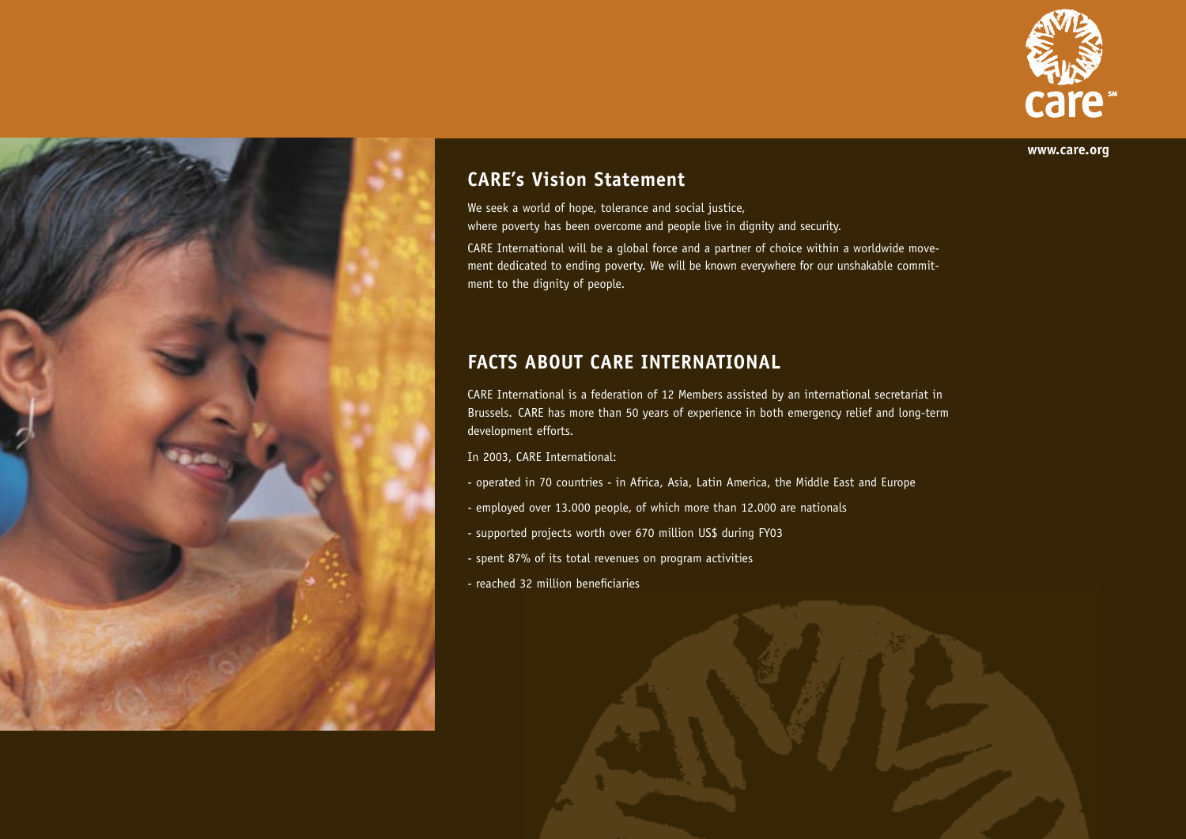www.care.org

## CARE's Vision Statement

We seek a world of hope, tolerance and social justice, where poverty has been overcome and people live in dignity and security.

CARE International will be a global force and a partner of choice within a worldwide movement dedicated to ending poverty. We will be known everywhere for our unshakable commitment to the dignity of people.

## FACTS ABOUT CARE INTERNATIONAL

CARE International is a federation of 12 Members assisted by an international secretariat in Brussels. CARE has more than 50 years of experience in both emergency relief and long-term development efforts.

In 2003, CARE International:

- operated in 70 countries - in Africa, Asia, Latin America, the Middle East and Europe
- employed over 13.000 people, of which more than 12.000 are nationals
- supported projects worth over 670 million US$ during FY03
- spent 87% of its total revenues on program activities
- reached 32 million beneficiaries